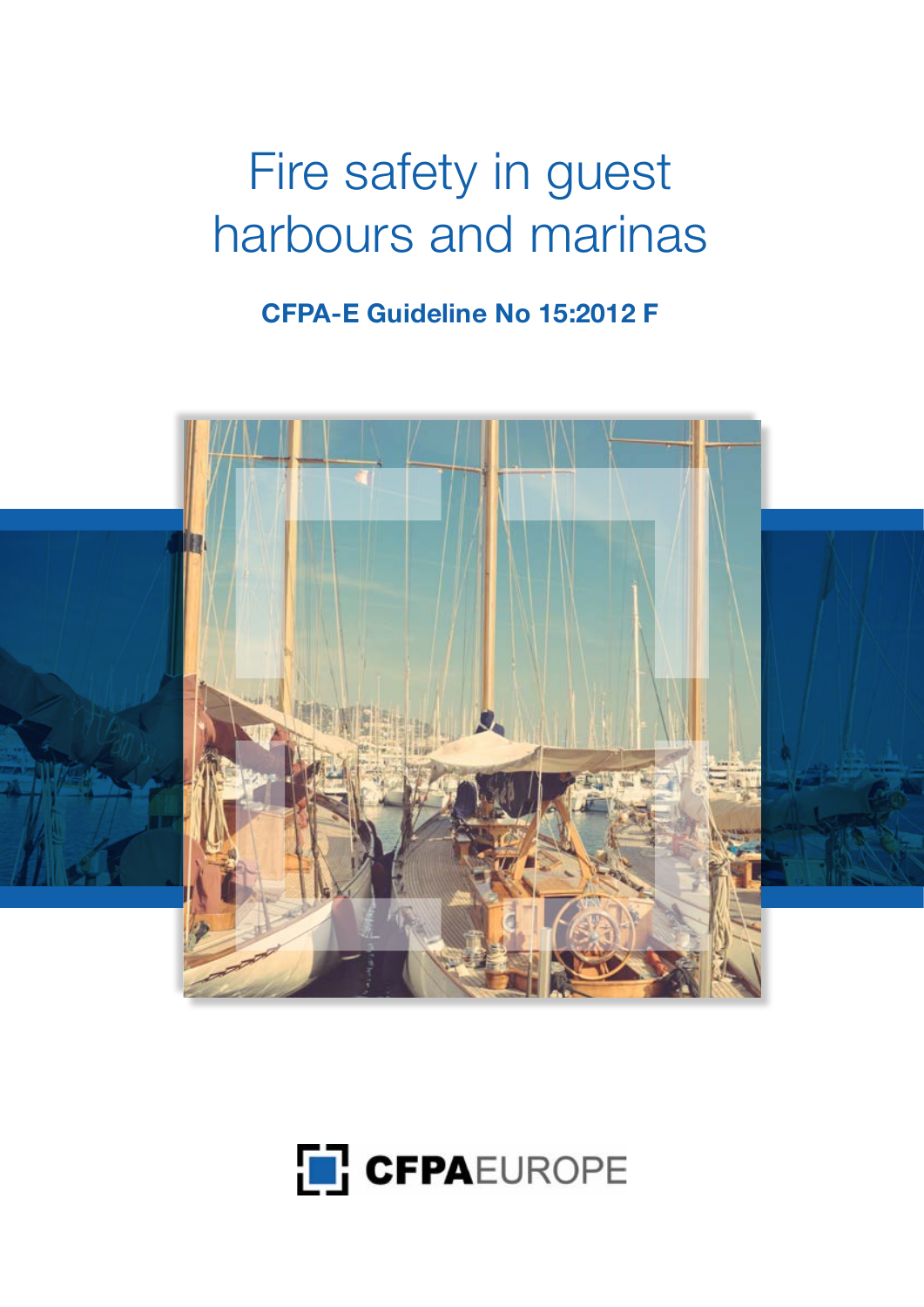# Fire safety in guest harbours and marinas

**CFPA-E Guideline No 15:2012 F**

CFPA EUROPE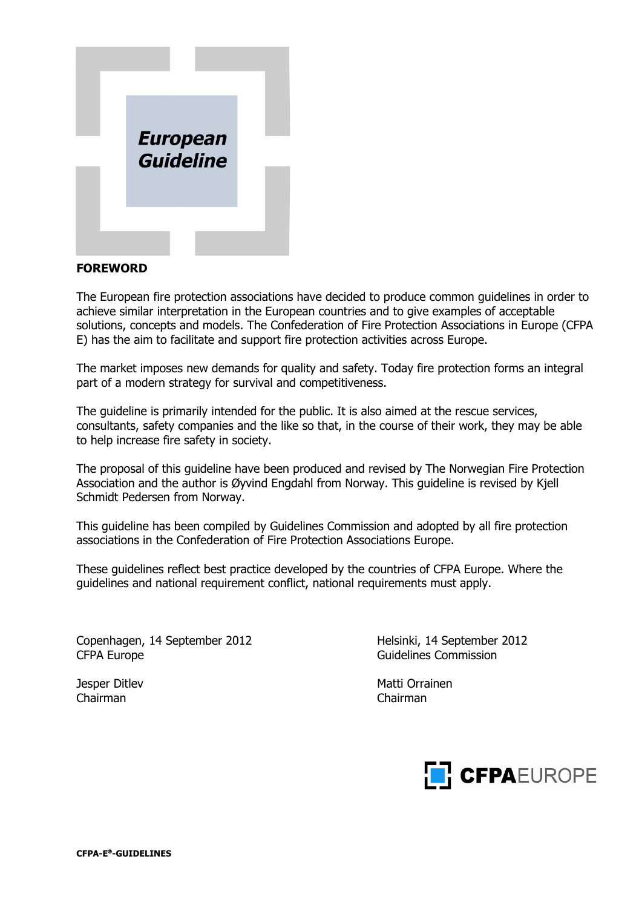# European Guideline

## FOREWORD

The European fire protection associations have decided to produce common guidelines in order to achieve similar interpretation in the European countries and to give examples of acceptable solutions, concepts and models. The Confederation of Fire Protection Associations in Europe (CFPA E) has the aim to facilitate and support fire protection activities across Europe.

The market imposes new demands for quality and safety. Today fire protection forms an integral part of a modern strategy for survival and competitiveness.

The guideline is primarily intended for the public. It is also aimed at the rescue services, consultants, safety companies and the like so that, in the course of their work, they may be able to help increase fire safety in society.

The proposal of this guideline have been produced and revised by The Norwegian Fire Protection Association and the author is Øyvind Engdahl from Norway. This guideline is revised by Kjell Schmidt Pedersen from Norway.

This guideline has been compiled by Guidelines Commission and adopted by all fire protection associations in the Confederation of Fire Protection Associations Europe.

These guidelines reflect best practice developed by the countries of CFPA Europe. Where the guidelines and national requirement conflict, national requirements must apply.

Copenhagen, 14 September 2012
CFPA Europe

Jesper Ditlev
Chairman

Helsinki, 14 September 2012
Guidelines Commission

Matti Orrainen
Chairman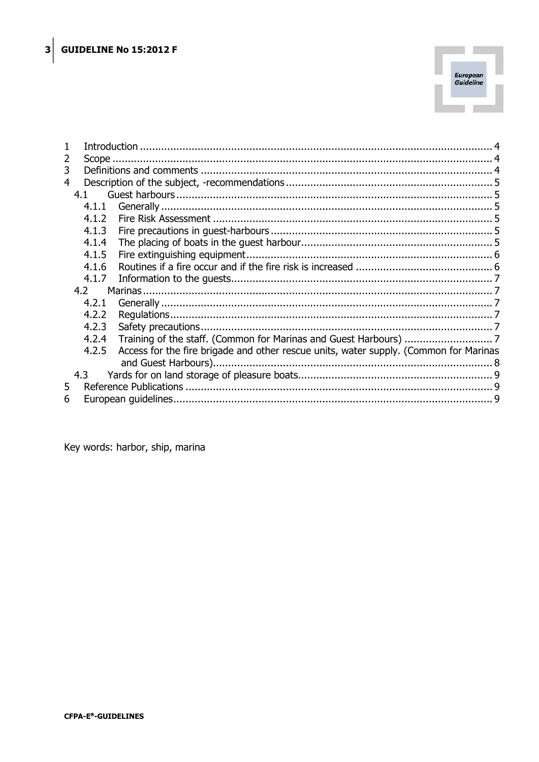1 Introduction .................................................................................................................... 4
2 Scope ............................................................................................................................ 4
3 Definitions and comments ............................................................................................... 4
4 Description of the subject, -recommendations ................................................................... 5
  4.1 Guest harbours ....................................................................................................... 5
    4.1.1 Generally ............................................................................................................ 5
    4.1.2 Fire Risk Assessment ........................................................................................... 5
    4.1.3 Fire precautions in guest-harbours ......................................................................... 5
    4.1.4 The placing of boats in the guest harbour .............................................................. 5
    4.1.5 Fire extinguishing equipment ................................................................................ 6
    4.1.6 Routines if a fire occur and if the fire risk is increased ............................................ 6
    4.1.7 Information to the guests ..................................................................................... 7
  4.2 Marinas .................................................................................................................. 7
    4.2.1 Generally ............................................................................................................ 7
    4.2.2 Regulations ......................................................................................................... 7
    4.2.3 Safety precautions ............................................................................................... 7
    4.2.4 Training of the staff. (Common for Marinas and Guest Harbours) ............................ 7
    4.2.5 Access for the fire brigade and other rescue units, water supply. (Common for Marinas and Guest Harbours) ........................................................................................... 8
  4.3 Yards for on land storage of pleasure boats ............................................................... 9
5 Reference Publications .................................................................................................... 9
6 European guidelines ........................................................................................................ 9

Key words: harbor, ship, marina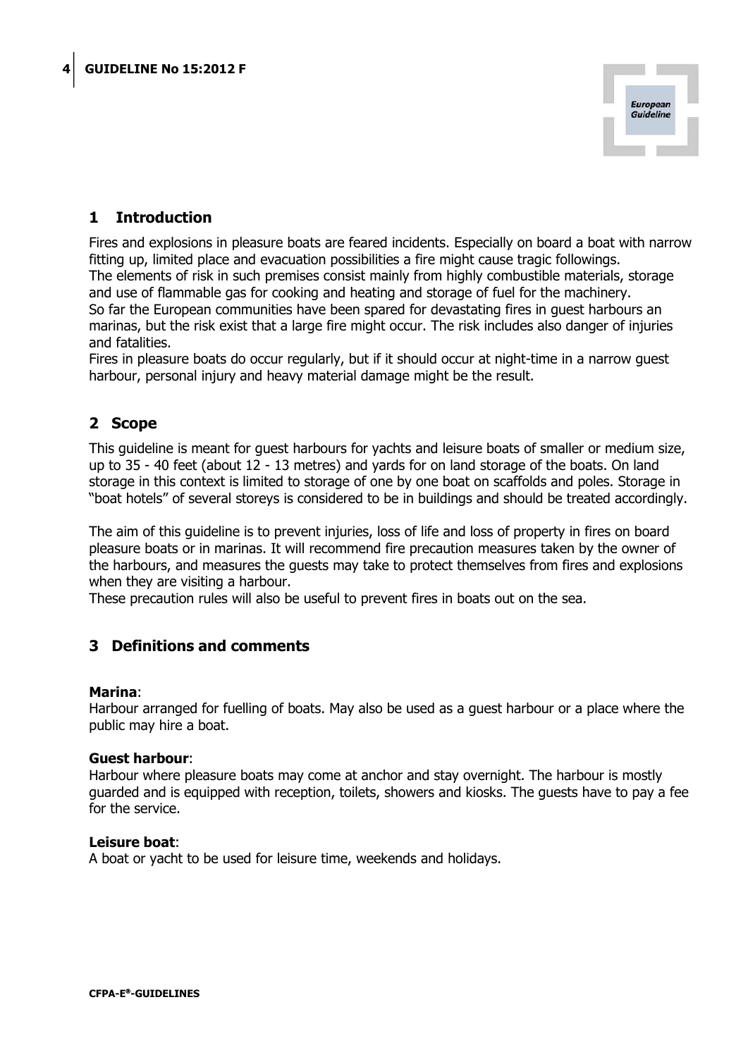## 1 Introduction

Fires and explosions in pleasure boats are feared incidents. Especially on board a boat with narrow fitting up, limited place and evacuation possibilities a fire might cause tragic followings.
The elements of risk in such premises consist mainly from highly combustible materials, storage and use of flammable gas for cooking and heating and storage of fuel for the machinery.
So far the European communities have been spared for devastating fires in guest harbours an marinas, but the risk exist that a large fire might occur. The risk includes also danger of injuries and fatalities.
Fires in pleasure boats do occur regularly, but if it should occur at night-time in a narrow guest harbour, personal injury and heavy material damage might be the result.

## 2 Scope

This guideline is meant for guest harbours for yachts and leisure boats of smaller or medium size, up to 35 - 40 feet (about 12 - 13 metres) and yards for on land storage of the boats. On land storage in this context is limited to storage of one by one boat on scaffolds and poles. Storage in "boat hotels" of several storeys is considered to be in buildings and should be treated accordingly.

The aim of this guideline is to prevent injuries, loss of life and loss of property in fires on board pleasure boats or in marinas. It will recommend fire precaution measures taken by the owner of the harbours, and measures the guests may take to protect themselves from fires and explosions when they are visiting a harbour.
These precaution rules will also be useful to prevent fires in boats out on the sea.

## 3 Definitions and comments

**Marina**:
Harbour arranged for fuelling of boats. May also be used as a guest harbour or a place where the public may hire a boat.

**Guest harbour**:
Harbour where pleasure boats may come at anchor and stay overnight. The harbour is mostly guarded and is equipped with reception, toilets, showers and kiosks. The guests have to pay a fee for the service.

**Leisure boat**:
A boat or yacht to be used for leisure time, weekends and holidays.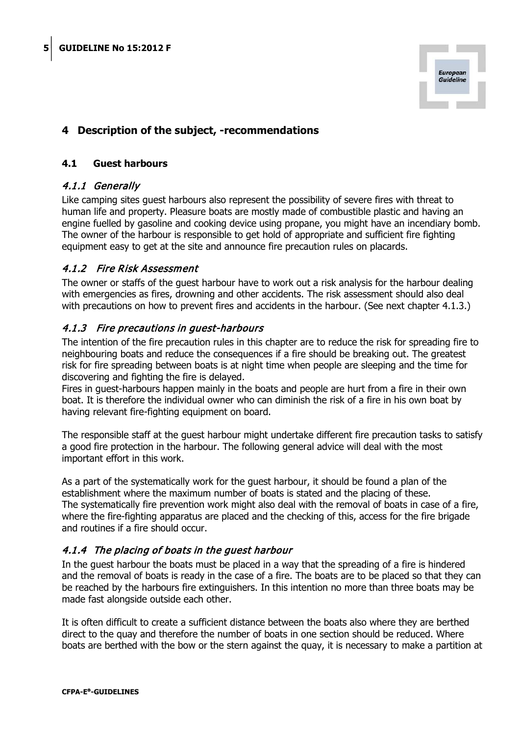## 4 Description of the subject, -recommendations

### 4.1 Guest harbours

#### *4.1.1 Generally*

Like camping sites guest harbours also represent the possibility of severe fires with threat to human life and property. Pleasure boats are mostly made of combustible plastic and having an engine fuelled by gasoline and cooking device using propane, you might have an incendiary bomb. The owner of the harbour is responsible to get hold of appropriate and sufficient fire fighting equipment easy to get at the site and announce fire precaution rules on placards.

#### *4.1.2 Fire Risk Assessment*

The owner or staffs of the guest harbour have to work out a risk analysis for the harbour dealing with emergencies as fires, drowning and other accidents. The risk assessment should also deal with precautions on how to prevent fires and accidents in the harbour. (See next chapter 4.1.3.)

#### *4.1.3 Fire precautions in guest-harbours*

The intention of the fire precaution rules in this chapter are to reduce the risk for spreading fire to neighbouring boats and reduce the consequences if a fire should be breaking out. The greatest risk for fire spreading between boats is at night time when people are sleeping and the time for discovering and fighting the fire is delayed.
Fires in guest-harbours happen mainly in the boats and people are hurt from a fire in their own boat. It is therefore the individual owner who can diminish the risk of a fire in his own boat by having relevant fire-fighting equipment on board.

The responsible staff at the guest harbour might undertake different fire precaution tasks to satisfy a good fire protection in the harbour. The following general advice will deal with the most important effort in this work.

As a part of the systematically work for the guest harbour, it should be found a plan of the establishment where the maximum number of boats is stated and the placing of these.
The systematically fire prevention work might also deal with the removal of boats in case of a fire, where the fire-fighting apparatus are placed and the checking of this, access for the fire brigade and routines if a fire should occur.

#### *4.1.4 The placing of boats in the guest harbour*

In the guest harbour the boats must be placed in a way that the spreading of a fire is hindered and the removal of boats is ready in the case of a fire. The boats are to be placed so that they can be reached by the harbours fire extinguishers. In this intention no more than three boats may be made fast alongside outside each other.

It is often difficult to create a sufficient distance between the boats also where they are berthed direct to the quay and therefore the number of boats in one section should be reduced. Where boats are berthed with the bow or the stern against the quay, it is necessary to make a partition at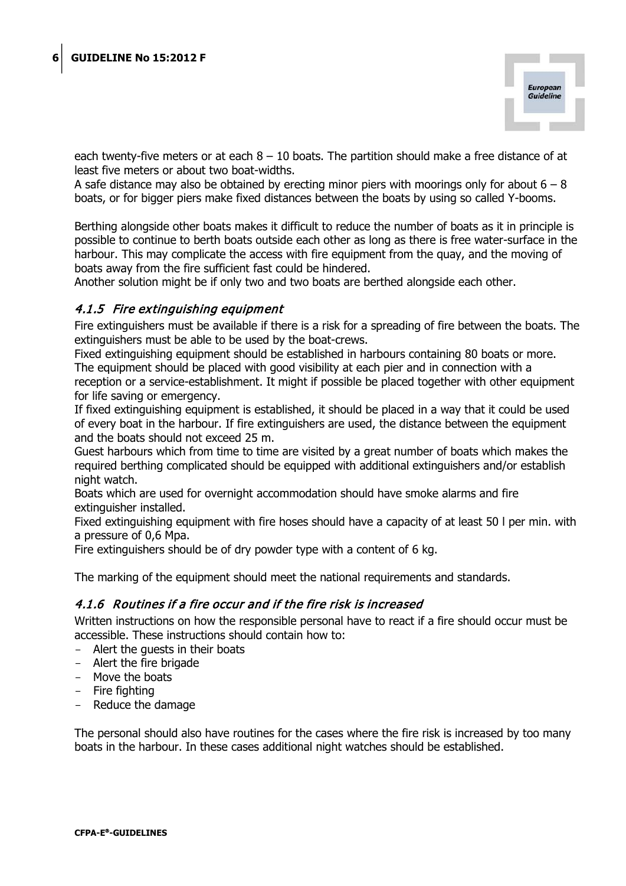each twenty-five meters or at each 8 – 10 boats. The partition should make a free distance of at least five meters or about two boat-widths.
A safe distance may also be obtained by erecting minor piers with moorings only for about 6 – 8 boats, or for bigger piers make fixed distances between the boats by using so called Y-booms.

Berthing alongside other boats makes it difficult to reduce the number of boats as it in principle is possible to continue to berth boats outside each other as long as there is free water-surface in the harbour. This may complicate the access with fire equipment from the quay, and the moving of boats away from the fire sufficient fast could be hindered.
Another solution might be if only two and two boats are berthed alongside each other.

### *4.1.5 Fire extinguishing equipment*

Fire extinguishers must be available if there is a risk for a spreading of fire between the boats. The extinguishers must be able to be used by the boat-crews.
Fixed extinguishing equipment should be established in harbours containing 80 boats or more.
The equipment should be placed with good visibility at each pier and in connection with a reception or a service-establishment. It might if possible be placed together with other equipment for life saving or emergency.
If fixed extinguishing equipment is established, it should be placed in a way that it could be used of every boat in the harbour. If fire extinguishers are used, the distance between the equipment and the boats should not exceed 25 m.
Guest harbours which from time to time are visited by a great number of boats which makes the required berthing complicated should be equipped with additional extinguishers and/or establish night watch.
Boats which are used for overnight accommodation should have smoke alarms and fire extinguisher installed.
Fixed extinguishing equipment with fire hoses should have a capacity of at least 50 l per min. with a pressure of 0,6 Mpa.
Fire extinguishers should be of dry powder type with a content of 6 kg.

The marking of the equipment should meet the national requirements and standards.

### *4.1.6 Routines if a fire occur and if the fire risk is increased*

Written instructions on how the responsible personal have to react if a fire should occur must be accessible. These instructions should contain how to:

- Alert the guests in their boats
- Alert the fire brigade
- Move the boats
- Fire fighting
- Reduce the damage

The personal should also have routines for the cases where the fire risk is increased by too many boats in the harbour. In these cases additional night watches should be established.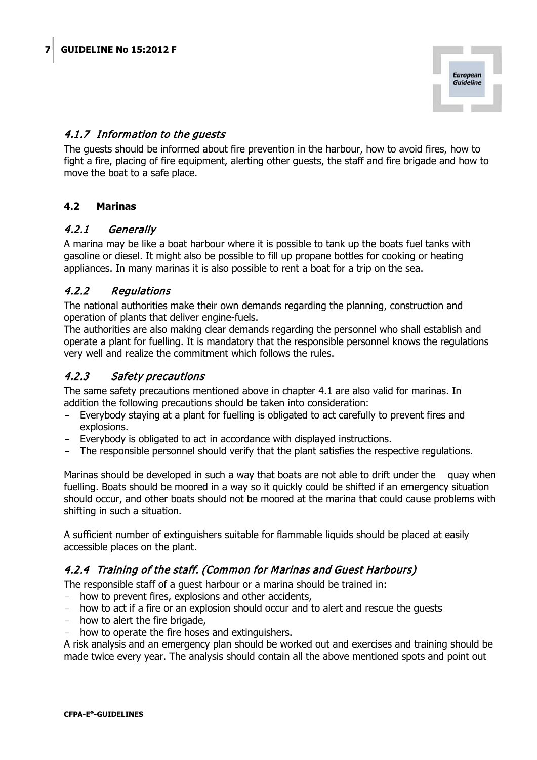### *4.1.7 Information to the guests*

The guests should be informed about fire prevention in the harbour, how to avoid fires, how to fight a fire, placing of fire equipment, alerting other guests, the staff and fire brigade and how to move the boat to a safe place.

## 4.2 Marinas

### *4.2.1 Generally*

A marina may be like a boat harbour where it is possible to tank up the boats fuel tanks with gasoline or diesel. It might also be possible to fill up propane bottles for cooking or heating appliances. In many marinas it is also possible to rent a boat for a trip on the sea.

### *4.2.2 Regulations*

The national authorities make their own demands regarding the planning, construction and operation of plants that deliver engine-fuels.
The authorities are also making clear demands regarding the personnel who shall establish and operate a plant for fuelling. It is mandatory that the responsible personnel knows the regulations very well and realize the commitment which follows the rules.

### *4.2.3 Safety precautions*

The same safety precautions mentioned above in chapter 4.1 are also valid for marinas. In addition the following precautions should be taken into consideration:

- Everybody staying at a plant for fuelling is obligated to act carefully to prevent fires and explosions.
- Everybody is obligated to act in accordance with displayed instructions.
- The responsible personnel should verify that the plant satisfies the respective regulations.

Marinas should be developed in such a way that boats are not able to drift under the quay when fuelling. Boats should be moored in a way so it quickly could be shifted if an emergency situation should occur, and other boats should not be moored at the marina that could cause problems with shifting in such a situation.

A sufficient number of extinguishers suitable for flammable liquids should be placed at easily accessible places on the plant.

### *4.2.4 Training of the staff. (Common for Marinas and Guest Harbours)*

The responsible staff of a guest harbour or a marina should be trained in:

- how to prevent fires, explosions and other accidents,
- how to act if a fire or an explosion should occur and to alert and rescue the guests
- how to alert the fire brigade,
- how to operate the fire hoses and extinguishers.

A risk analysis and an emergency plan should be worked out and exercises and training should be made twice every year. The analysis should contain all the above mentioned spots and point out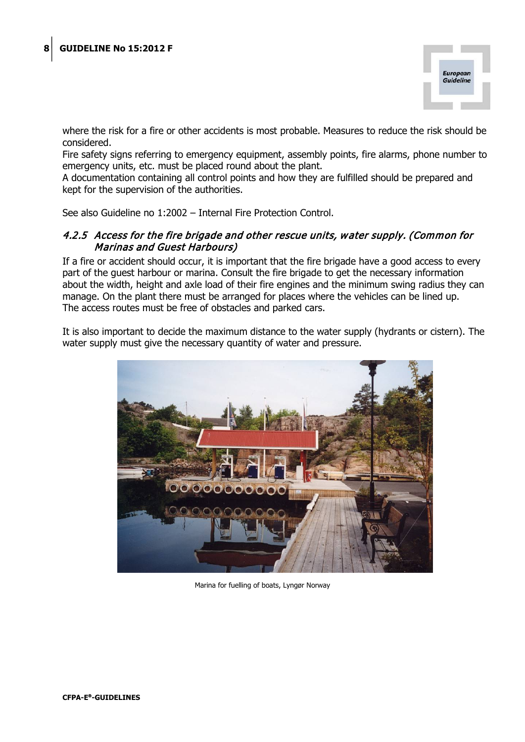where the risk for a fire or other accidents is most probable. Measures to reduce the risk should be considered.

Fire safety signs referring to emergency equipment, assembly points, fire alarms, phone number to emergency units, etc. must be placed round about the plant.

A documentation containing all control points and how they are fulfilled should be prepared and kept for the supervision of the authorities.

See also Guideline no 1:2002 – Internal Fire Protection Control.

### *4.2.5 Access for the fire brigade and other rescue units, water supply. (Common for Marinas and Guest Harbours)*

If a fire or accident should occur, it is important that the fire brigade have a good access to every part of the guest harbour or marina. Consult the fire brigade to get the necessary information about the width, height and axle load of their fire engines and the minimum swing radius they can manage. On the plant there must be arranged for places where the vehicles can be lined up. The access routes must be free of obstacles and parked cars.

It is also important to decide the maximum distance to the water supply (hydrants or cistern). The water supply must give the necessary quantity of water and pressure.

Marina for fuelling of boats, Lyngør Norway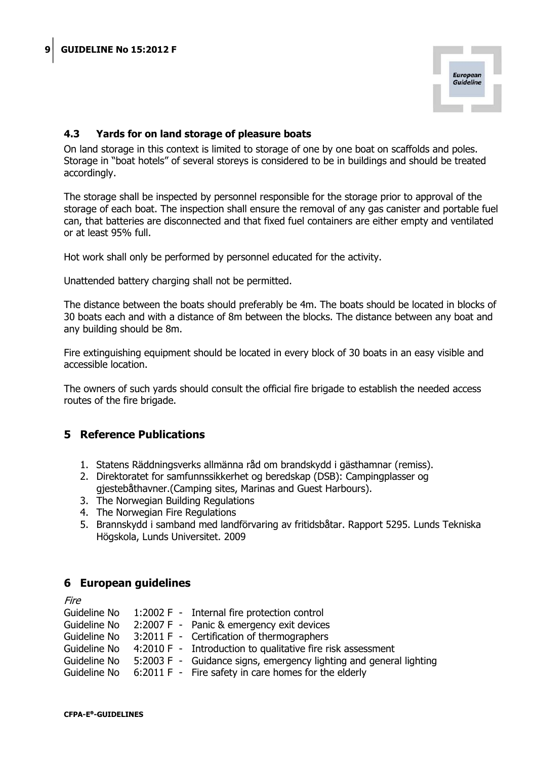### 4.3 Yards for on land storage of pleasure boats

On land storage in this context is limited to storage of one by one boat on scaffolds and poles. Storage in "boat hotels" of several storeys is considered to be in buildings and should be treated accordingly.

The storage shall be inspected by personnel responsible for the storage prior to approval of the storage of each boat. The inspection shall ensure the removal of any gas canister and portable fuel can, that batteries are disconnected and that fixed fuel containers are either empty and ventilated or at least 95% full.

Hot work shall only be performed by personnel educated for the activity.

Unattended battery charging shall not be permitted.

The distance between the boats should preferably be 4m. The boats should be located in blocks of 30 boats each and with a distance of 8m between the blocks. The distance between any boat and any building should be 8m.

Fire extinguishing equipment should be located in every block of 30 boats in an easy visible and accessible location.

The owners of such yards should consult the official fire brigade to establish the needed access routes of the fire brigade.

## 5 Reference Publications

1. Statens Räddningsverks allmänna råd om brandskydd i gästhamnar (remiss).
2. Direktoratet for samfunnssikkerhet og beredskap (DSB): Campingplasser og gjestebåthavner.(Camping sites, Marinas and Guest Harbours).
3. The Norwegian Building Regulations
4. The Norwegian Fire Regulations
5. Brannskydd i samband med landförvaring av fritidsbåtar. Rapport 5295. Lunds Tekniska Högskola, Lunds Universitet. 2009

## 6 European guidelines

*Fire*

Guideline No 1:2002 F - Internal fire protection control
Guideline No 2:2007 F - Panic & emergency exit devices
Guideline No 3:2011 F - Certification of thermographers
Guideline No 4:2010 F - Introduction to qualitative fire risk assessment
Guideline No 5:2003 F - Guidance signs, emergency lighting and general lighting
Guideline No 6:2011 F - Fire safety in care homes for the elderly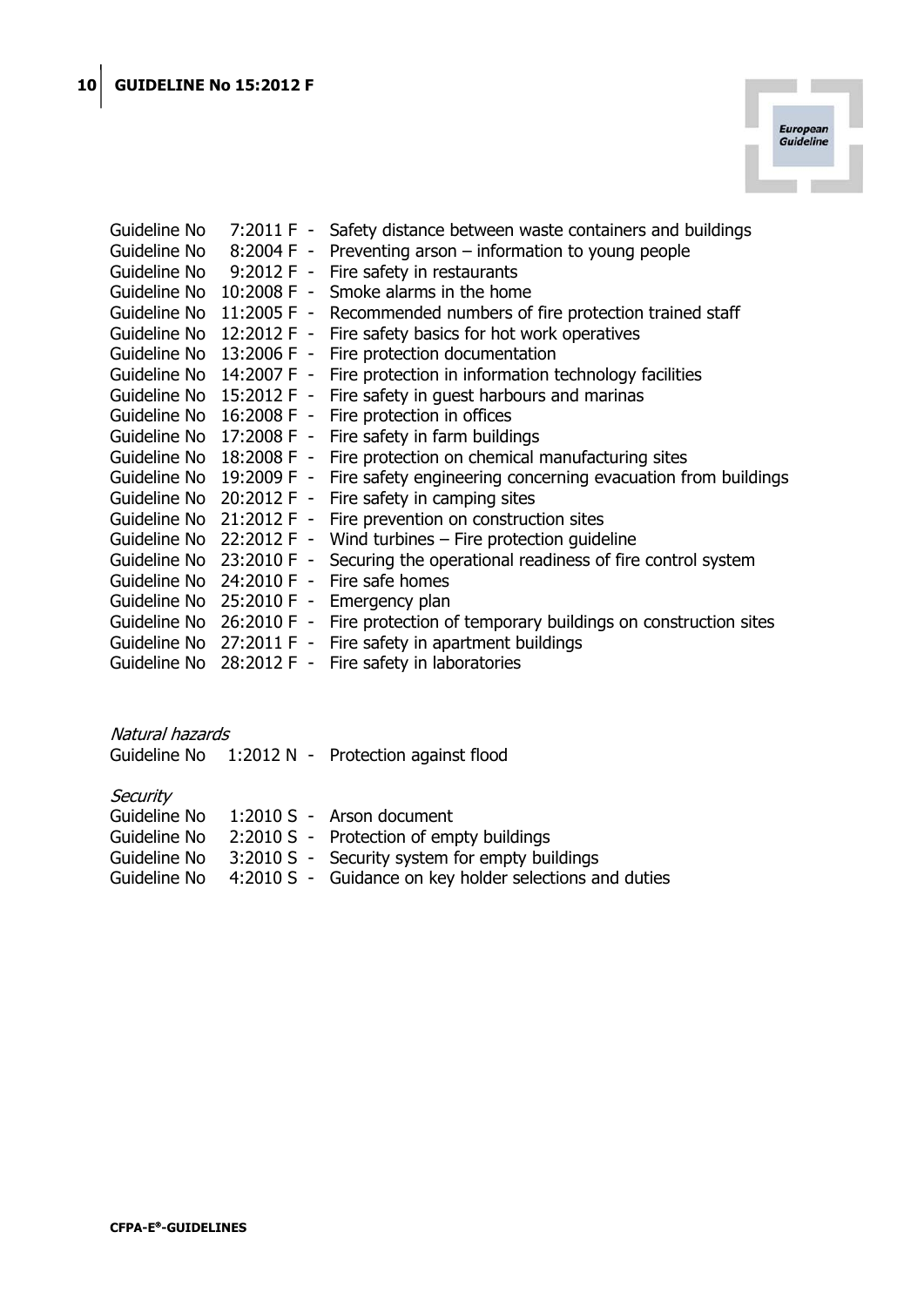Guideline No 7:2011 F - Safety distance between waste containers and buildings
Guideline No 8:2004 F - Preventing arson – information to young people
Guideline No 9:2012 F - Fire safety in restaurants
Guideline No 10:2008 F - Smoke alarms in the home
Guideline No 11:2005 F - Recommended numbers of fire protection trained staff
Guideline No 12:2012 F - Fire safety basics for hot work operatives
Guideline No 13:2006 F - Fire protection documentation
Guideline No 14:2007 F - Fire protection in information technology facilities
Guideline No 15:2012 F - Fire safety in guest harbours and marinas
Guideline No 16:2008 F - Fire protection in offices
Guideline No 17:2008 F - Fire safety in farm buildings
Guideline No 18:2008 F - Fire protection on chemical manufacturing sites
Guideline No 19:2009 F - Fire safety engineering concerning evacuation from buildings
Guideline No 20:2012 F - Fire safety in camping sites
Guideline No 21:2012 F - Fire prevention on construction sites
Guideline No 22:2012 F - Wind turbines – Fire protection guideline
Guideline No 23:2010 F - Securing the operational readiness of fire control system
Guideline No 24:2010 F - Fire safe homes
Guideline No 25:2010 F - Emergency plan
Guideline No 26:2010 F - Fire protection of temporary buildings on construction sites
Guideline No 27:2011 F - Fire safety in apartment buildings
Guideline No 28:2012 F - Fire safety in laboratories

*Natural hazards*

Guideline No 1:2012 N - Protection against flood

*Security*

Guideline No 1:2010 S - Arson document
Guideline No 2:2010 S - Protection of empty buildings
Guideline No 3:2010 S - Security system for empty buildings
Guideline No 4:2010 S - Guidance on key holder selections and duties